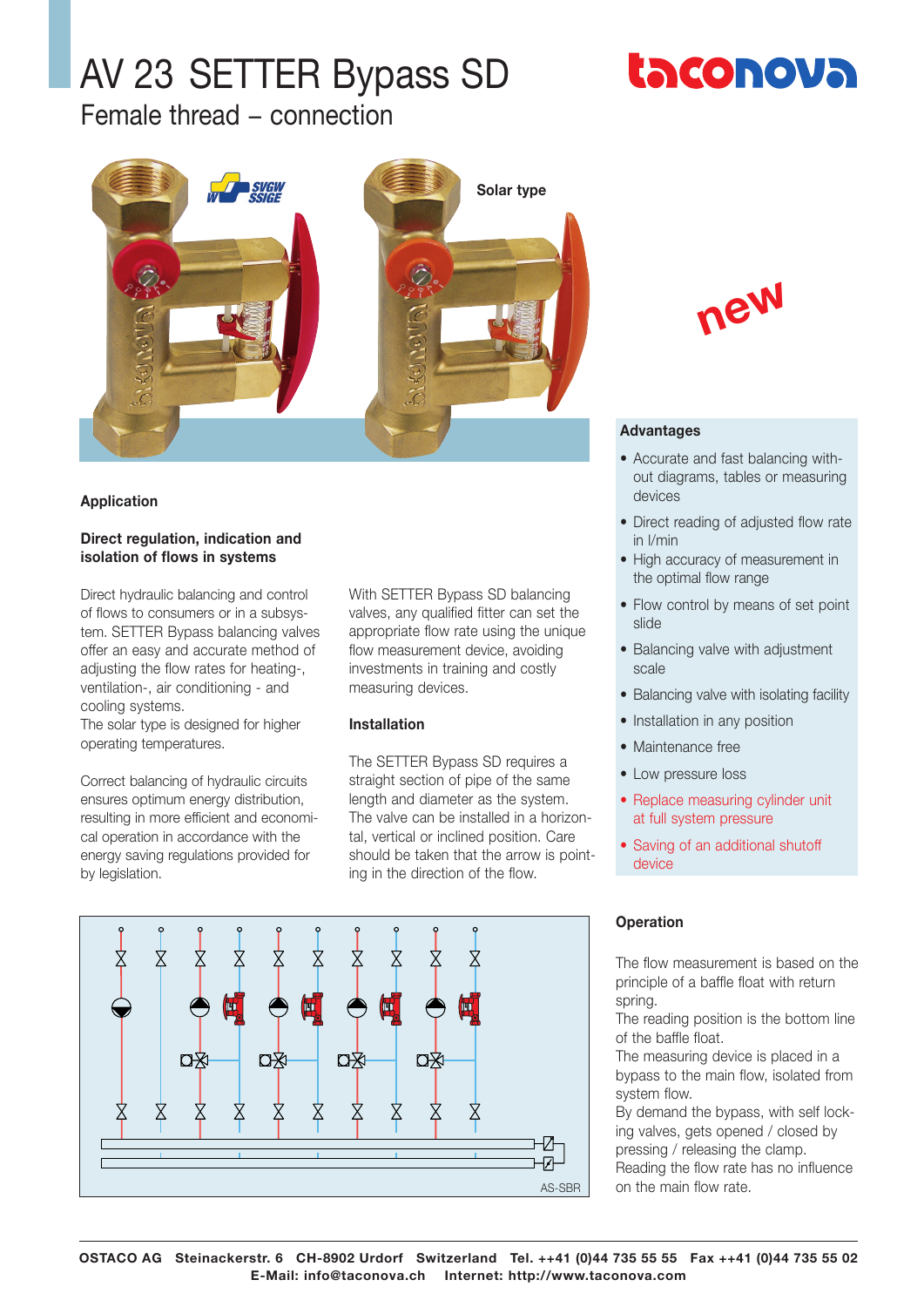# AV 23 SETTER Bypass SD

## Female thread – connection

Solar type

new

### Application

**Direct regulation, indication and isolation of flows in systems**

Direct hydraulic balancing and control of flows to consumers or in a subsystem. SETTER Bypass balancing valves offer an easy and accurate method of adjusting the flow rates for heating-, ventilation-, air conditioning - and cooling systems.
The solar type is designed for higher operating temperatures.

Correct balancing of hydraulic circuits ensures optimum energy distribution, resulting in more efficient and economical operation in accordance with the energy saving regulations provided for by legislation.

With SETTER Bypass SD balancing valves, any qualified fitter can set the appropriate flow rate using the unique flow measurement device, avoiding investments in training and costly measuring devices.

### Installation

The SETTER Bypass SD requires a straight section of pipe of the same length and diameter as the system. The valve can be installed in a horizontal, vertical or inclined position. Care should be taken that the arrow is pointing in the direction of the flow.

### Advantages

- Accurate and fast balancing without diagrams, tables or measuring devices
- Direct reading of adjusted flow rate in l/min
- High accuracy of measurement in the optimal flow range
- Flow control by means of set point slide
- Balancing valve with adjustment scale
- Balancing valve with isolating facility
- Installation in any position
- Maintenance free
- Low pressure loss
- Replace measuring cylinder unit at full system pressure
- Saving of an additional shutoff device

AS-SBR

### Operation

The flow measurement is based on the principle of a baffle float with return spring.
The reading position is the bottom line of the baffle float.
The measuring device is placed in a bypass to the main flow, isolated from system flow.
By demand the bypass, with self locking valves, gets opened / closed by pressing / releasing the clamp.
Reading the flow rate has no influence on the main flow rate.

**OSTACO AG Steinackerstr. 6 CH-8902 Urdorf Switzerland Tel. ++41 (0)44 735 55 55 Fax ++41 (0)44 735 55 02**
**E-Mail: info@taconova.ch Internet: http://www.taconova.com**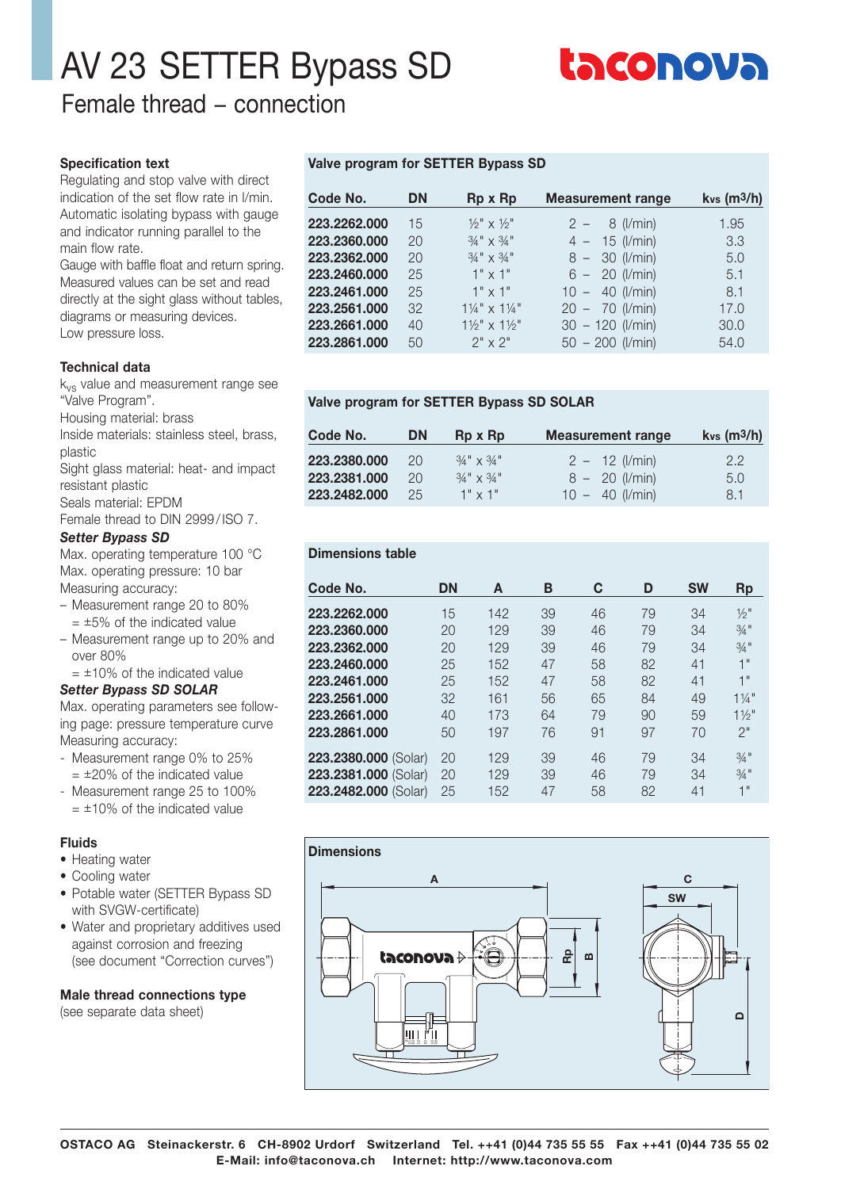# AV 23 SETTER Bypass SD

## Female thread – connection

### Specification text

Regulating and stop valve with direct indication of the set flow rate in l/min. Automatic isolating bypass with gauge and indicator running parallel to the main flow rate.
Gauge with baffle float and return spring. Measured values can be set and read directly at the sight glass without tables, diagrams or measuring devices.
Low pressure loss.

### Technical data

$k_{vs}$ value and measurement range see "Valve Program".
Housing material: brass
Inside materials: stainless steel, brass, plastic
Sight glass material: heat- and impact resistant plastic
Seals material: EPDM
Female thread to DIN 2999/ISO 7.

***Setter Bypass SD***

Max. operating temperature 100 °C
Max. operating pressure: 10 bar
Measuring accuracy:
- Measurement range 20 to 80%
  = ±5% of the indicated value
- Measurement range up to 20% and over 80%
  = ±10% of the indicated value

***Setter Bypass SD SOLAR***

Max. operating parameters see following page: pressure temperature curve
Measuring accuracy:
- Measurement range 0% to 25%
  = ±20% of the indicated value
- Measurement range 25 to 100%
  = ±10% of the indicated value

### Fluids

- Heating water
- Cooling water
- Potable water (SETTER Bypass SD with SVGW-certificate)
- Water and proprietary additives used against corrosion and freezing (see document "Correction curves")

### Male thread connections type

(see separate data sheet)

### Valve program for SETTER Bypass SD

| Code No. | DN | Rp x Rp | Measurement range | kvs (m³/h) |
|---|---|---|---|---|
| **223.2262.000** | 15 | ½" x ½" | 2 – 8 (l/min) | 1.95 |
| **223.2360.000** | 20 | ¾" x ¾" | 4 – 15 (l/min) | 3.3 |
| **223.2362.000** | 20 | ¾" x ¾" | 8 – 30 (l/min) | 5.0 |
| **223.2460.000** | 25 | 1" x 1" | 6 – 20 (l/min) | 5.1 |
| **223.2461.000** | 25 | 1" x 1" | 10 – 40 (l/min) | 8.1 |
| **223.2561.000** | 32 | 1¼" x 1¼" | 20 – 70 (l/min) | 17.0 |
| **223.2661.000** | 40 | 1½" x 1½" | 30 – 120 (l/min) | 30.0 |
| **223.2861.000** | 50 | 2" x 2" | 50 – 200 (l/min) | 54.0 |

### Valve program for SETTER Bypass SD SOLAR

| Code No. | DN | Rp x Rp | Measurement range | kvs (m³/h) |
|---|---|---|---|---|
| **223.2380.000** | 20 | ¾" x ¾" | 2 – 12 (l/min) | 2.2 |
| **223.2381.000** | 20 | ¾" x ¾" | 8 – 20 (l/min) | 5.0 |
| **223.2482.000** | 25 | 1" x 1" | 10 – 40 (l/min) | 8.1 |

### Dimensions table

| Code No. | DN | A | B | C | D | SW | Rp |
|---|---|---|---|---|---|---|---|
| **223.2262.000** | 15 | 142 | 39 | 46 | 79 | 34 | ½" |
| **223.2360.000** | 20 | 129 | 39 | 46 | 79 | 34 | ¾" |
| **223.2362.000** | 20 | 129 | 39 | 46 | 79 | 34 | ¾" |
| **223.2460.000** | 25 | 152 | 47 | 58 | 82 | 41 | 1" |
| **223.2461.000** | 25 | 152 | 47 | 58 | 82 | 41 | 1" |
| **223.2561.000** | 32 | 161 | 56 | 65 | 84 | 49 | 1¼" |
| **223.2661.000** | 40 | 173 | 64 | 79 | 90 | 59 | 1½" |
| **223.2861.000** | 50 | 197 | 76 | 91 | 97 | 70 | 2" |
| **223.2380.000** (Solar) | 20 | 129 | 39 | 46 | 79 | 34 | ¾" |
| **223.2381.000** (Solar) | 20 | 129 | 39 | 46 | 79 | 34 | ¾" |
| **223.2482.000** (Solar) | 25 | 152 | 47 | 58 | 82 | 41 | 1" |

### Dimensions

**OSTACO AG Steinackerstr. 6 CH-8902 Urdorf Switzerland Tel. ++41 (0)44 735 55 55 Fax ++41 (0)44 735 55 02**
**E-Mail: info@taconova.ch Internet: http://www.taconova.com**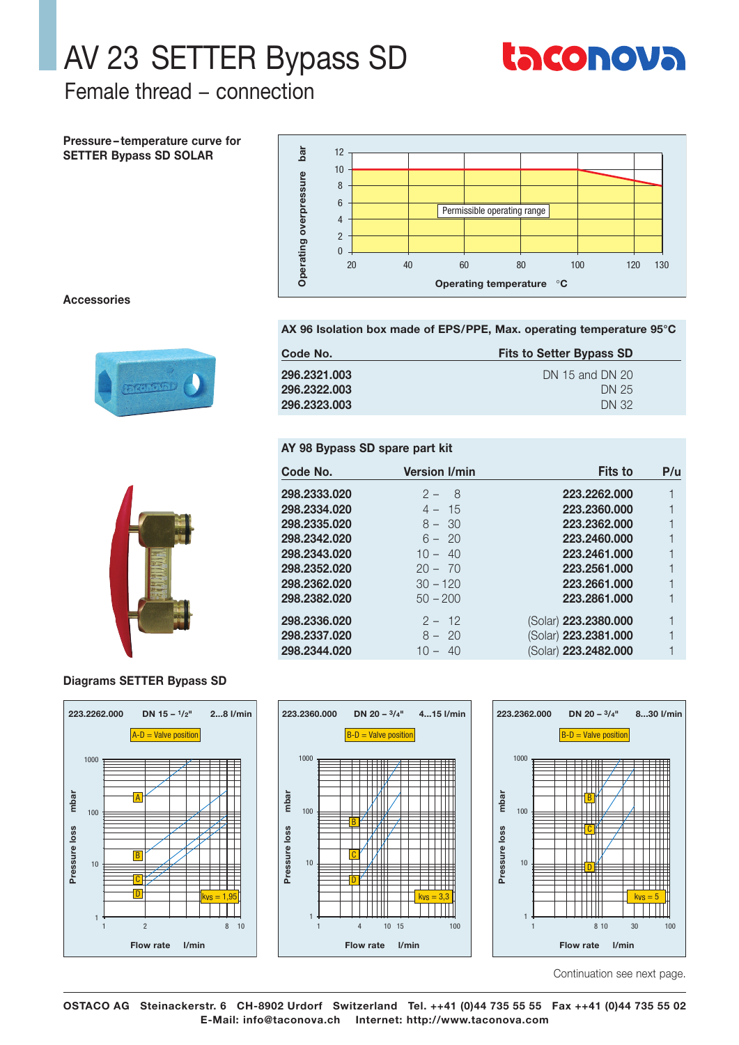# AV 23 SETTER Bypass SD

## Female thread – connection

**Pressure–temperature curve for SETTER Bypass SD SOLAR**

Operating overpressure bar

Permissible operating range

Operating temperature °C

**Accessories**

**AX 96 Isolation box made of EPS/PPE, Max. operating temperature 95°C**

| Code No. | Fits to Setter Bypass SD |
|---|---|
| **296.2321.003** | DN 15 and DN 20 |
| **296.2322.003** | DN 25 |
| **296.2323.003** | DN 32 |

**AY 98 Bypass SD spare part kit**

| Code No. | Version l/min | Fits to | P/u |
|---|---|---|---|
| **298.2333.020** | 2 – 8 | **223.2262.000** | 1 |
| **298.2334.020** | 4 – 15 | **223.2360.000** | 1 |
| **298.2335.020** | 8 – 30 | **223.2362.000** | 1 |
| **298.2342.020** | 6 – 20 | **223.2460.000** | 1 |
| **298.2343.020** | 10 – 40 | **223.2461.000** | 1 |
| **298.2352.020** | 20 – 70 | **223.2561.000** | 1 |
| **298.2362.020** | 30 – 120 | **223.2661.000** | 1 |
| **298.2382.020** | 50 – 200 | **223.2861.000** | 1 |
| **298.2336.020** | 2 – 12 | (Solar) **223.2380.000** | 1 |
| **298.2337.020** | 8 – 20 | (Solar) **223.2381.000** | 1 |
| **298.2344.020** | 10 – 40 | (Solar) **223.2482.000** | 1 |

**Diagrams SETTER Bypass SD**

223.2262.000 DN 15 – 1/2" 2...8 l/min
A-D = Valve position
kvs = 1,95

223.2360.000 DN 20 – 3/4" 4...15 l/min
B-D = Valve position
kvs = 3,3

223.2362.000 DN 20 – 3/4" 8...30 l/min
B-D = Valve position
kvs = 5

Pressure loss mbar — Flow rate l/min

Continuation see next page.

**OSTACO AG Steinackerstr. 6 CH-8902 Urdorf Switzerland Tel. ++41 (0)44 735 55 55 Fax ++41 (0)44 735 55 02**
**E-Mail: info@taconova.ch Internet: http://www.taconova.com**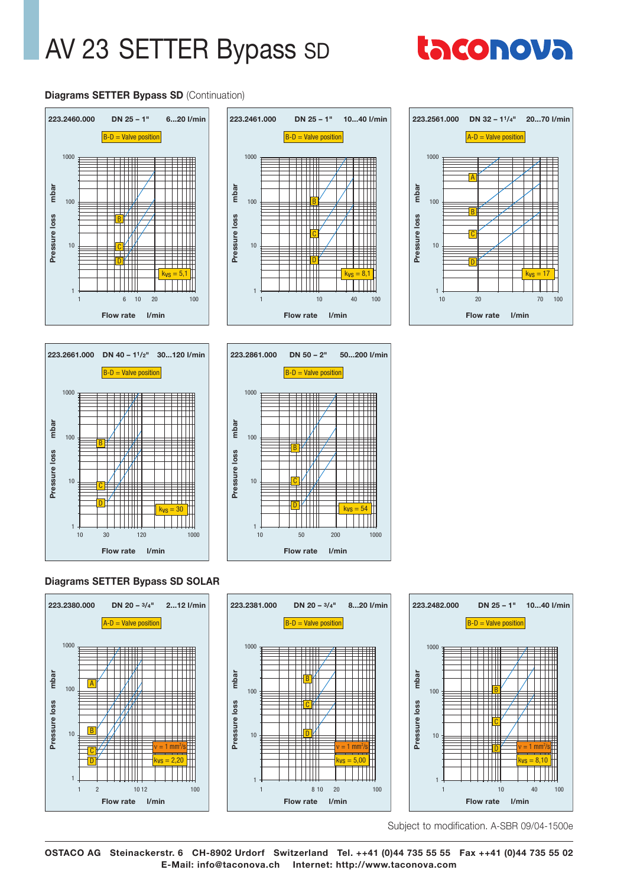# AV 23 SETTER Bypass SD

taconova

### Diagrams SETTER Bypass SD (Continuation)

223.2460.000 DN 25 – 1" 6...20 l/min

B-D = Valve position

Pressure loss mbar

1000, 100, 10, 1

B, C, D

$k_{VS}$ = 5,1

1, 6, 10, 20, 100

Flow rate l/min

223.2461.000 DN 25 – 1" 10...40 l/min

B-D = Valve position

Pressure loss mbar

1000, 100, 10, 1

B, C, D

$k_{VS}$ = 8,1

1, 10, 40, 100

Flow rate l/min

223.2561.000 DN 32 – 1¹/₄" 20...70 l/min

A-D = Valve position

Pressure loss mbar

1000, 100, 10, 1

A, B, C, D

$k_{VS}$ = 17

10, 20, 70, 100

Flow rate l/min

223.2661.000 DN 40 – 1¹/₂" 30...120 l/min

B-D = Valve position

Pressure loss mbar

1000, 100, 10, 1

B, C, D

$k_{VS}$ = 30

10, 30, 120, 1000

Flow rate l/min

223.2861.000 DN 50 – 2" 50...200 l/min

B-D = Valve position

Pressure loss mbar

1000, 100, 10, 1

B, C, D

$k_{VS}$ = 54

10, 50, 200, 1000

Flow rate l/min

### Diagrams SETTER Bypass SD SOLAR

223.2380.000 DN 20 – ³/₄" 2...12 l/min

A-D = Valve position

Pressure loss mbar

1000, 100, 10, 1

A, B, C, D

v = 1 mm²/s

$k_{VS}$ = 2,20

1, 2, 10 12, 100

Flow rate l/min

223.2381.000 DN 20 – ³/₄" 8...20 l/min

B-D = Valve position

Pressure loss mbar

1000, 100, 10, 1

B, C, D

v = 1 mm²/s

$k_{VS}$ = 5,00

1, 8 10, 20, 100

Flow rate l/min

223.2482.000 DN 25 – 1" 10...40 l/min

B-D = Valve position

Pressure loss mbar

1000, 100, 10, 1

B, C, D

v = 1 mm²/s

$k_{VS}$ = 8,10

1, 10, 40, 100

Flow rate l/min

Subject to modification. A-SBR 09/04-1500e

**OSTACO AG Steinackerstr. 6 CH-8902 Urdorf Switzerland Tel. ++41 (0)44 735 55 55 Fax ++41 (0)44 735 55 02**
**E-Mail: info@taconova.ch Internet: http://www.taconova.com**